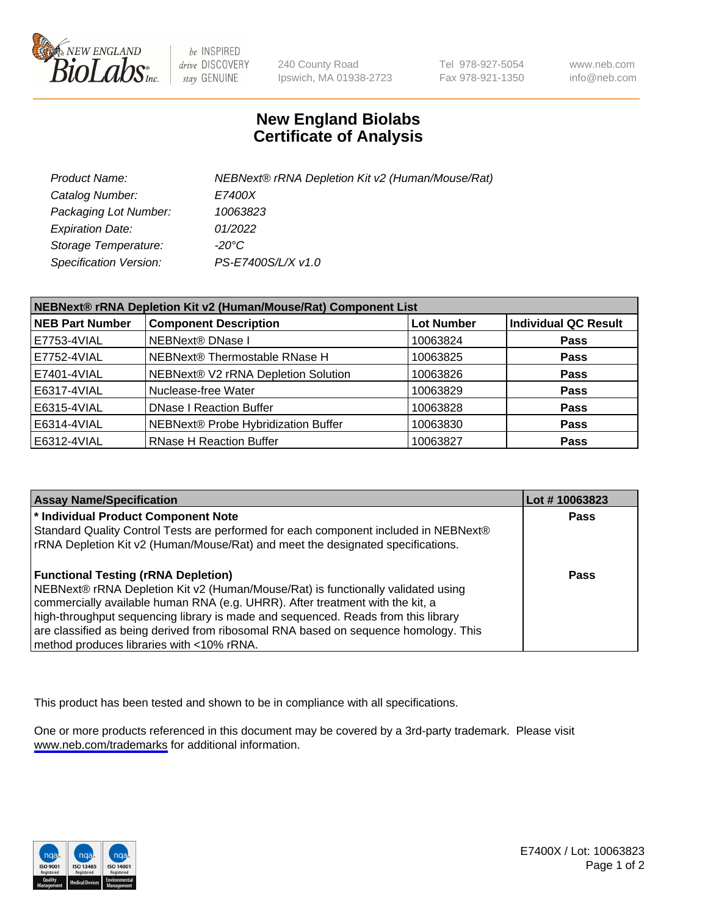# New England Biolabs Certificate of Analysis

| | |
|---|---|
| *Product Name:* | *NEBNext® rRNA Depletion Kit v2 (Human/Mouse/Rat)* |
| *Catalog Number:* | *E7400X* |
| *Packaging Lot Number:* | *10063823* |
| *Expiration Date:* | *01/2022* |
| *Storage Temperature:* | *-20°C* |
| *Specification Version:* | *PS-E7400S/L/X v1.0* |

| NEBNext® rRNA Depletion Kit v2 (Human/Mouse/Rat) Component List | | | |
|---|---|---|---|
| **NEB Part Number** | **Component Description** | **Lot Number** | **Individual QC Result** |
| E7753-4VIAL | NEBNext® DNase I | 10063824 | **Pass** |
| E7752-4VIAL | NEBNext® Thermostable RNase H | 10063825 | **Pass** |
| E7401-4VIAL | NEBNext® V2 rRNA Depletion Solution | 10063826 | **Pass** |
| E6317-4VIAL | Nuclease-free Water | 10063829 | **Pass** |
| E6315-4VIAL | DNase I Reaction Buffer | 10063828 | **Pass** |
| E6314-4VIAL | NEBNext® Probe Hybridization Buffer | 10063830 | **Pass** |
| E6312-4VIAL | RNase H Reaction Buffer | 10063827 | **Pass** |

| Assay Name/Specification | Lot # 10063823 |
|---|---|
| **\* Individual Product Component Note**<br>Standard Quality Control Tests are performed for each component included in NEBNext® rRNA Depletion Kit v2 (Human/Mouse/Rat) and meet the designated specifications. | **Pass** |
| **Functional Testing (rRNA Depletion)**<br>NEBNext® rRNA Depletion Kit v2 (Human/Mouse/Rat) is functionally validated using commercially available human RNA (e.g. UHRR). After treatment with the kit, a high-throughput sequencing library is made and sequenced. Reads from this library are classified as being derived from ribosomal RNA based on sequence homology. This method produces libraries with <10% rRNA. | **Pass** |

This product has been tested and shown to be in compliance with all specifications.

One or more products referenced in this document may be covered by a 3rd-party trademark. Please visit www.neb.com/trademarks for additional information.

E7400X / Lot: 10063823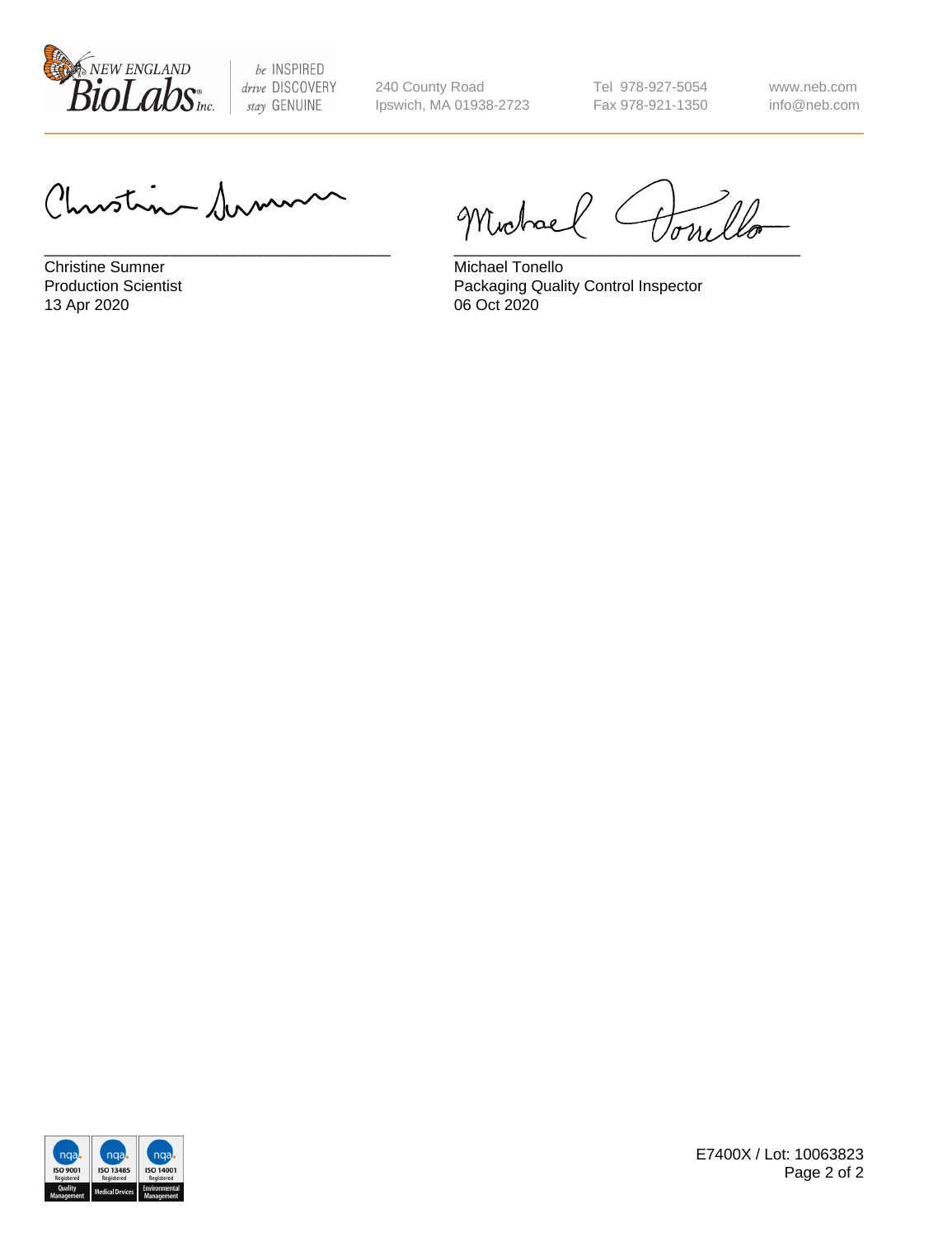Christine Sumner
Production Scientist
13 Apr 2020

Michael Tonello
Packaging Quality Control Inspector
06 Oct 2020